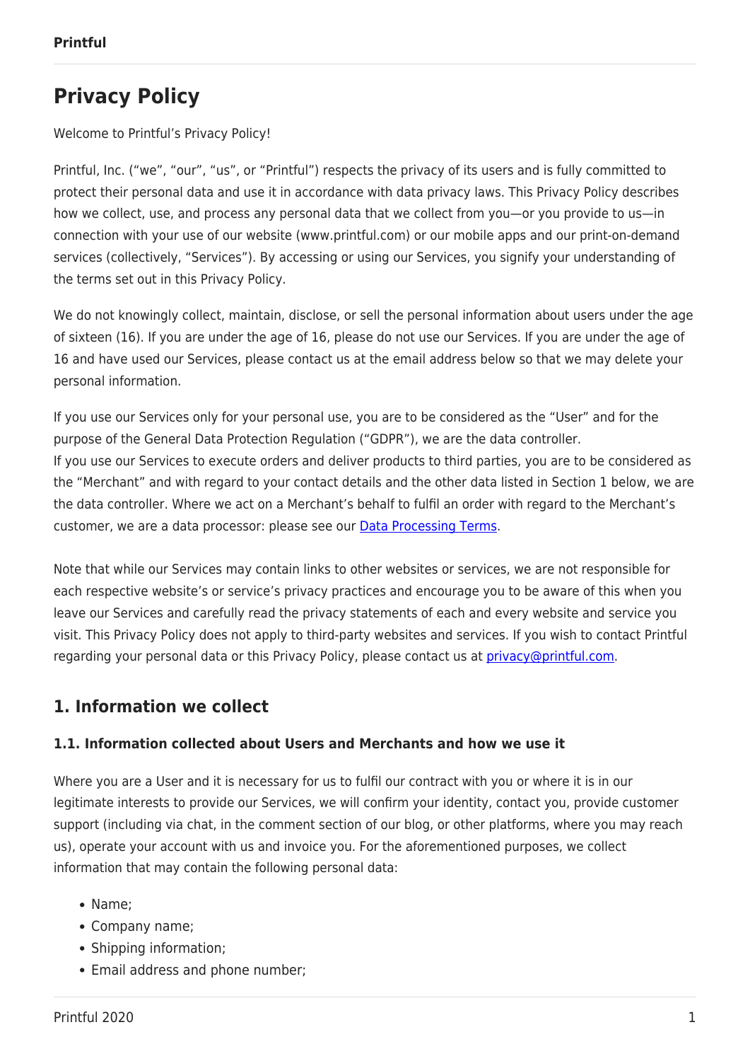# Privacy Policy

Welcome to Printful's Privacy Policy!

Printful, Inc. ("we", "our", "us", or "Printful") respects the privacy of its users and is fully committed to protect their personal data and use it in accordance with data privacy laws. This Privacy Policy describes how we collect, use, and process any personal data that we collect from you—or you provide to us—in connection with your use of our website (www.printful.com) or our mobile apps and our print-on-demand services (collectively, "Services"). By accessing or using our Services, you signify your understanding of the terms set out in this Privacy Policy.

We do not knowingly collect, maintain, disclose, or sell the personal information about users under the age of sixteen (16). If you are under the age of 16, please do not use our Services. If you are under the age of 16 and have used our Services, please contact us at the email address below so that we may delete your personal information.

If you use our Services only for your personal use, you are to be considered as the "User" and for the purpose of the General Data Protection Regulation ("GDPR"), we are the data controller.
If you use our Services to execute orders and deliver products to third parties, you are to be considered as the "Merchant" and with regard to your contact details and the other data listed in Section 1 below, we are the data controller. Where we act on a Merchant's behalf to fulfil an order with regard to the Merchant's customer, we are a data processor: please see our [Data Processing Terms](Data Processing Terms).

Note that while our Services may contain links to other websites or services, we are not responsible for each respective website's or service's privacy practices and encourage you to be aware of this when you leave our Services and carefully read the privacy statements of each and every website and service you visit. This Privacy Policy does not apply to third-party websites and services. If you wish to contact Printful regarding your personal data or this Privacy Policy, please contact us at [privacy@printful.com](mailto:privacy@printful.com).

## 1. Information we collect

### 1.1. Information collected about Users and Merchants and how we use it

Where you are a User and it is necessary for us to fulfil our contract with you or where it is in our legitimate interests to provide our Services, we will confirm your identity, contact you, provide customer support (including via chat, in the comment section of our blog, or other platforms, where you may reach us), operate your account with us and invoice you. For the aforementioned purposes, we collect information that may contain the following personal data:

- Name;
- Company name;
- Shipping information;
- Email address and phone number;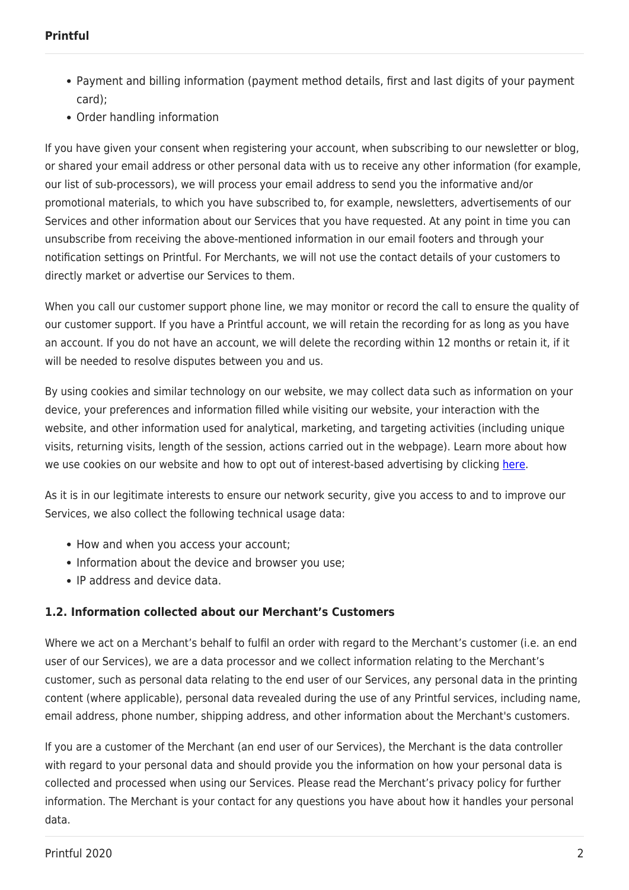- Payment and billing information (payment method details, first and last digits of your payment card);
- Order handling information

If you have given your consent when registering your account, when subscribing to our newsletter or blog, or shared your email address or other personal data with us to receive any other information (for example, our list of sub-processors), we will process your email address to send you the informative and/or promotional materials, to which you have subscribed to, for example, newsletters, advertisements of our Services and other information about our Services that you have requested. At any point in time you can unsubscribe from receiving the above-mentioned information in our email footers and through your notification settings on Printful. For Merchants, we will not use the contact details of your customers to directly market or advertise our Services to them.

When you call our customer support phone line, we may monitor or record the call to ensure the quality of our customer support. If you have a Printful account, we will retain the recording for as long as you have an account. If you do not have an account, we will delete the recording within 12 months or retain it, if it will be needed to resolve disputes between you and us.

By using cookies and similar technology on our website, we may collect data such as information on your device, your preferences and information filled while visiting our website, your interaction with the website, and other information used for analytical, marketing, and targeting activities (including unique visits, returning visits, length of the session, actions carried out in the webpage). Learn more about how we use cookies on our website and how to opt out of interest-based advertising by clicking here.

As it is in our legitimate interests to ensure our network security, give you access to and to improve our Services, we also collect the following technical usage data:

- How and when you access your account;
- Information about the device and browser you use;
- IP address and device data.

### 1.2. Information collected about our Merchant's Customers

Where we act on a Merchant's behalf to fulfil an order with regard to the Merchant's customer (i.e. an end user of our Services), we are a data processor and we collect information relating to the Merchant's customer, such as personal data relating to the end user of our Services, any personal data in the printing content (where applicable), personal data revealed during the use of any Printful services, including name, email address, phone number, shipping address, and other information about the Merchant's customers.

If you are a customer of the Merchant (an end user of our Services), the Merchant is the data controller with regard to your personal data and should provide you the information on how your personal data is collected and processed when using our Services. Please read the Merchant's privacy policy for further information. The Merchant is your contact for any questions you have about how it handles your personal data.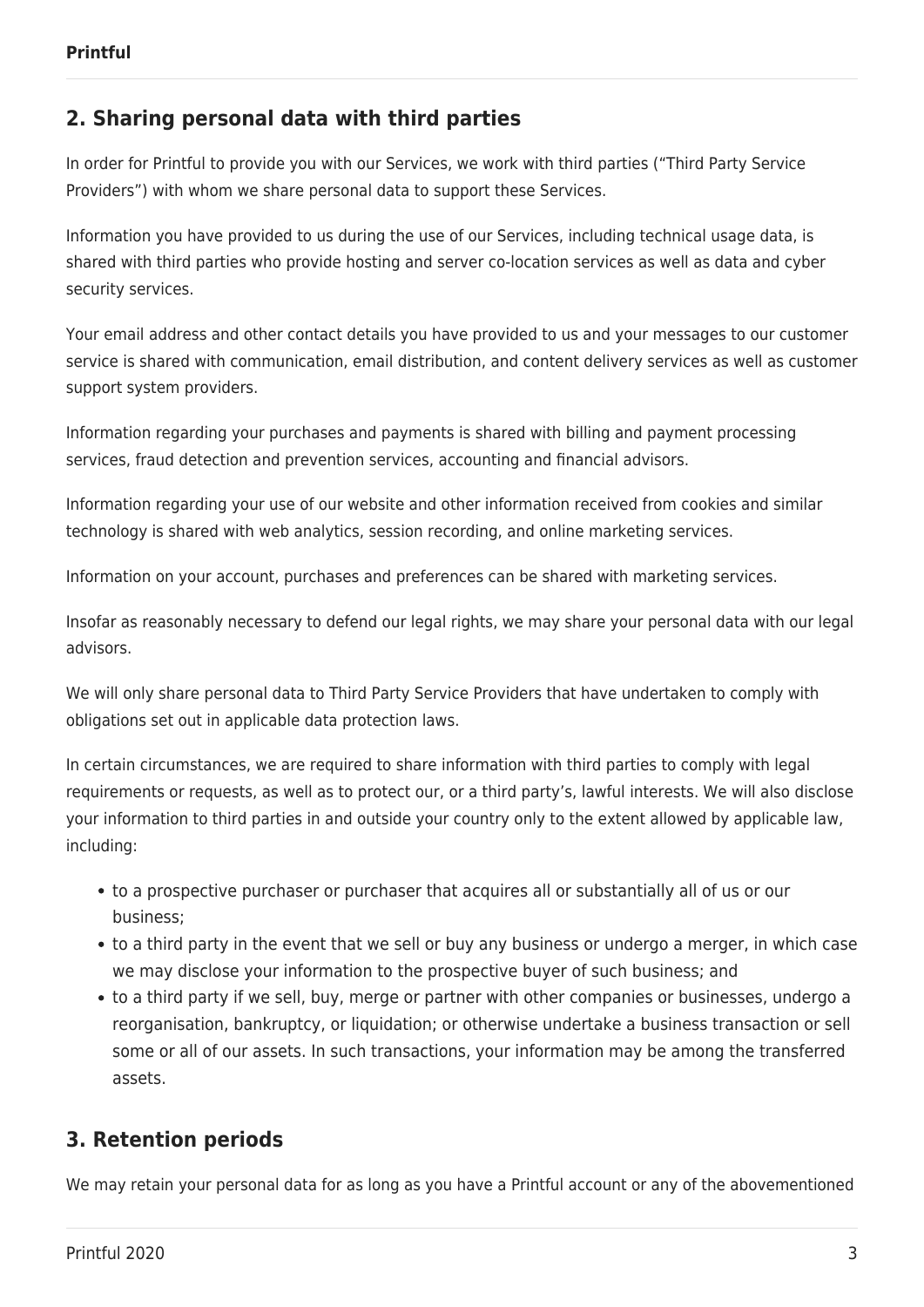## 2. Sharing personal data with third parties

In order for Printful to provide you with our Services, we work with third parties ("Third Party Service Providers") with whom we share personal data to support these Services.

Information you have provided to us during the use of our Services, including technical usage data, is shared with third parties who provide hosting and server co-location services as well as data and cyber security services.

Your email address and other contact details you have provided to us and your messages to our customer service is shared with communication, email distribution, and content delivery services as well as customer support system providers.

Information regarding your purchases and payments is shared with billing and payment processing services, fraud detection and prevention services, accounting and financial advisors.

Information regarding your use of our website and other information received from cookies and similar technology is shared with web analytics, session recording, and online marketing services.

Information on your account, purchases and preferences can be shared with marketing services.

Insofar as reasonably necessary to defend our legal rights, we may share your personal data with our legal advisors.

We will only share personal data to Third Party Service Providers that have undertaken to comply with obligations set out in applicable data protection laws.

In certain circumstances, we are required to share information with third parties to comply with legal requirements or requests, as well as to protect our, or a third party's, lawful interests. We will also disclose your information to third parties in and outside your country only to the extent allowed by applicable law, including:

- to a prospective purchaser or purchaser that acquires all or substantially all of us or our business;
- to a third party in the event that we sell or buy any business or undergo a merger, in which case we may disclose your information to the prospective buyer of such business; and
- to a third party if we sell, buy, merge or partner with other companies or businesses, undergo a reorganisation, bankruptcy, or liquidation; or otherwise undertake a business transaction or sell some or all of our assets. In such transactions, your information may be among the transferred assets.

## 3. Retention periods

We may retain your personal data for as long as you have a Printful account or any of the abovementioned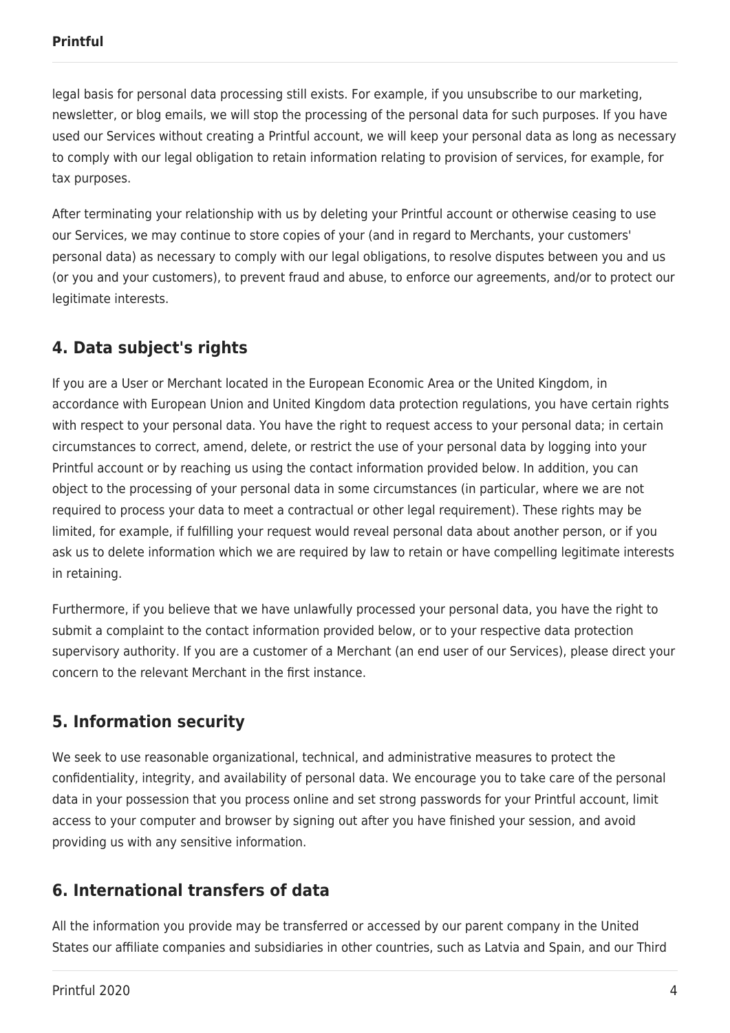legal basis for personal data processing still exists. For example, if you unsubscribe to our marketing, newsletter, or blog emails, we will stop the processing of the personal data for such purposes. If you have used our Services without creating a Printful account, we will keep your personal data as long as necessary to comply with our legal obligation to retain information relating to provision of services, for example, for tax purposes.

After terminating your relationship with us by deleting your Printful account or otherwise ceasing to use our Services, we may continue to store copies of your (and in regard to Merchants, your customers' personal data) as necessary to comply with our legal obligations, to resolve disputes between you and us (or you and your customers), to prevent fraud and abuse, to enforce our agreements, and/or to protect our legitimate interests.

## 4. Data subject's rights

If you are a User or Merchant located in the European Economic Area or the United Kingdom, in accordance with European Union and United Kingdom data protection regulations, you have certain rights with respect to your personal data. You have the right to request access to your personal data; in certain circumstances to correct, amend, delete, or restrict the use of your personal data by logging into your Printful account or by reaching us using the contact information provided below. In addition, you can object to the processing of your personal data in some circumstances (in particular, where we are not required to process your data to meet a contractual or other legal requirement). These rights may be limited, for example, if fulfilling your request would reveal personal data about another person, or if you ask us to delete information which we are required by law to retain or have compelling legitimate interests in retaining.

Furthermore, if you believe that we have unlawfully processed your personal data, you have the right to submit a complaint to the contact information provided below, or to your respective data protection supervisory authority. If you are a customer of a Merchant (an end user of our Services), please direct your concern to the relevant Merchant in the first instance.

## 5. Information security

We seek to use reasonable organizational, technical, and administrative measures to protect the confidentiality, integrity, and availability of personal data. We encourage you to take care of the personal data in your possession that you process online and set strong passwords for your Printful account, limit access to your computer and browser by signing out after you have finished your session, and avoid providing us with any sensitive information.

## 6. International transfers of data

All the information you provide may be transferred or accessed by our parent company in the United States our affiliate companies and subsidiaries in other countries, such as Latvia and Spain, and our Third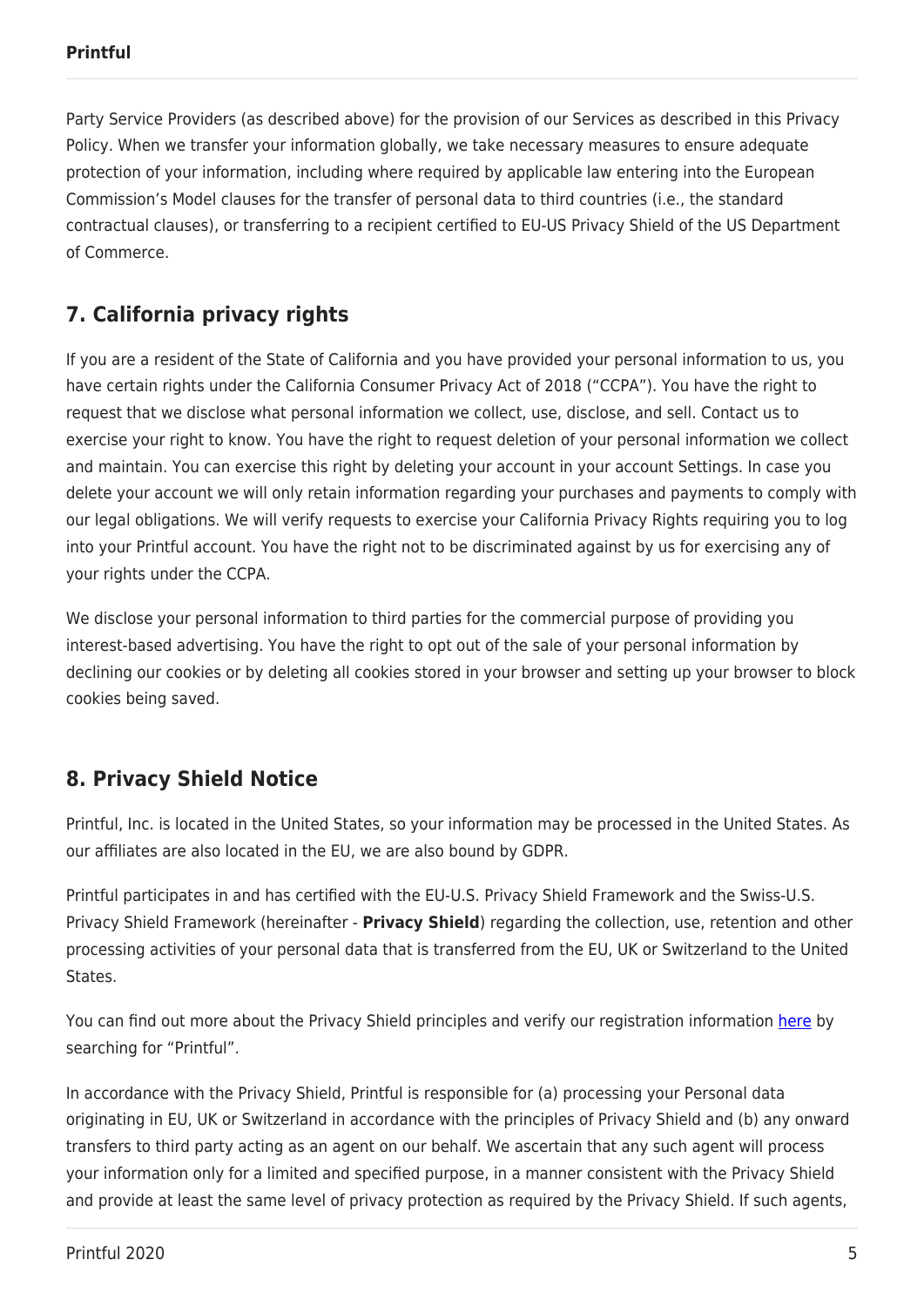Party Service Providers (as described above) for the provision of our Services as described in this Privacy Policy. When we transfer your information globally, we take necessary measures to ensure adequate protection of your information, including where required by applicable law entering into the European Commission's Model clauses for the transfer of personal data to third countries (i.e., the standard contractual clauses), or transferring to a recipient certified to EU-US Privacy Shield of the US Department of Commerce.

## 7. California privacy rights

If you are a resident of the State of California and you have provided your personal information to us, you have certain rights under the California Consumer Privacy Act of 2018 ("CCPA"). You have the right to request that we disclose what personal information we collect, use, disclose, and sell. Contact us to exercise your right to know. You have the right to request deletion of your personal information we collect and maintain. You can exercise this right by deleting your account in your account Settings. In case you delete your account we will only retain information regarding your purchases and payments to comply with our legal obligations. We will verify requests to exercise your California Privacy Rights requiring you to log into your Printful account. You have the right not to be discriminated against by us for exercising any of your rights under the CCPA.

We disclose your personal information to third parties for the commercial purpose of providing you interest-based advertising. You have the right to opt out of the sale of your personal information by declining our cookies or by deleting all cookies stored in your browser and setting up your browser to block cookies being saved.

## 8. Privacy Shield Notice

Printful, Inc. is located in the United States, so your information may be processed in the United States. As our affiliates are also located in the EU, we are also bound by GDPR.

Printful participates in and has certified with the EU-U.S. Privacy Shield Framework and the Swiss-U.S. Privacy Shield Framework (hereinafter - **Privacy Shield**) regarding the collection, use, retention and other processing activities of your personal data that is transferred from the EU, UK or Switzerland to the United States.

You can find out more about the Privacy Shield principles and verify our registration information here by searching for "Printful".

In accordance with the Privacy Shield, Printful is responsible for (a) processing your Personal data originating in EU, UK or Switzerland in accordance with the principles of Privacy Shield and (b) any onward transfers to third party acting as an agent on our behalf. We ascertain that any such agent will process your information only for a limited and specified purpose, in a manner consistent with the Privacy Shield and provide at least the same level of privacy protection as required by the Privacy Shield. If such agents,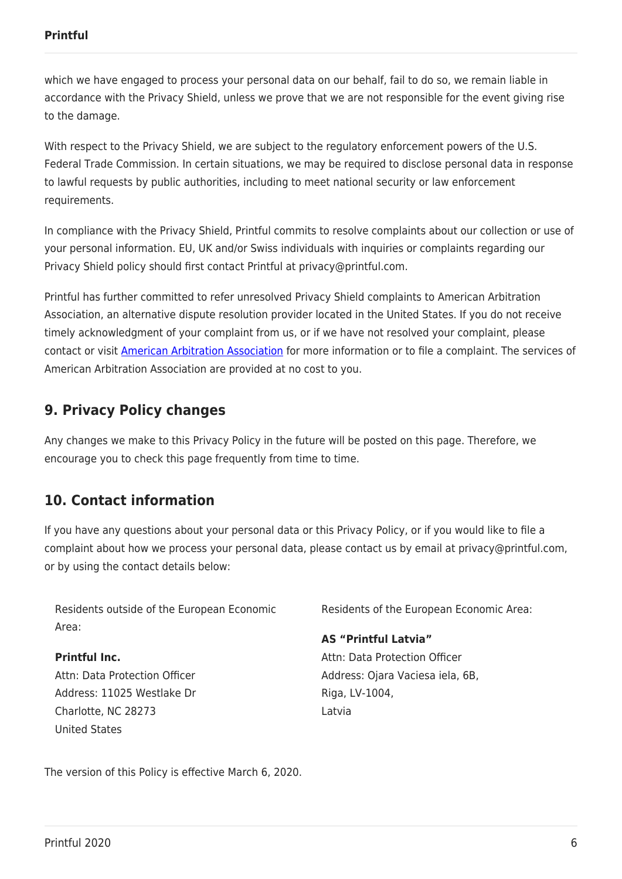which we have engaged to process your personal data on our behalf, fail to do so, we remain liable in accordance with the Privacy Shield, unless we prove that we are not responsible for the event giving rise to the damage.

With respect to the Privacy Shield, we are subject to the regulatory enforcement powers of the U.S. Federal Trade Commission. In certain situations, we may be required to disclose personal data in response to lawful requests by public authorities, including to meet national security or law enforcement requirements.

In compliance with the Privacy Shield, Printful commits to resolve complaints about our collection or use of your personal information. EU, UK and/or Swiss individuals with inquiries or complaints regarding our Privacy Shield policy should first contact Printful at privacy@printful.com.

Printful has further committed to refer unresolved Privacy Shield complaints to American Arbitration Association, an alternative dispute resolution provider located in the United States. If you do not receive timely acknowledgment of your complaint from us, or if we have not resolved your complaint, please contact or visit American Arbitration Association for more information or to file a complaint. The services of American Arbitration Association are provided at no cost to you.

## 9. Privacy Policy changes

Any changes we make to this Privacy Policy in the future will be posted on this page. Therefore, we encourage you to check this page frequently from time to time.

## 10. Contact information

If you have any questions about your personal data or this Privacy Policy, or if you would like to file a complaint about how we process your personal data, please contact us by email at privacy@printful.com, or by using the contact details below:

Residents outside of the European Economic Area:

**Printful Inc.**
Attn: Data Protection Officer
Address: 11025 Westlake Dr
Charlotte, NC 28273
United States

Residents of the European Economic Area:

**AS "Printful Latvia"**
Attn: Data Protection Officer
Address: Ojara Vaciesa iela, 6B,
Riga, LV-1004,
Latvia

The version of this Policy is effective March 6, 2020.